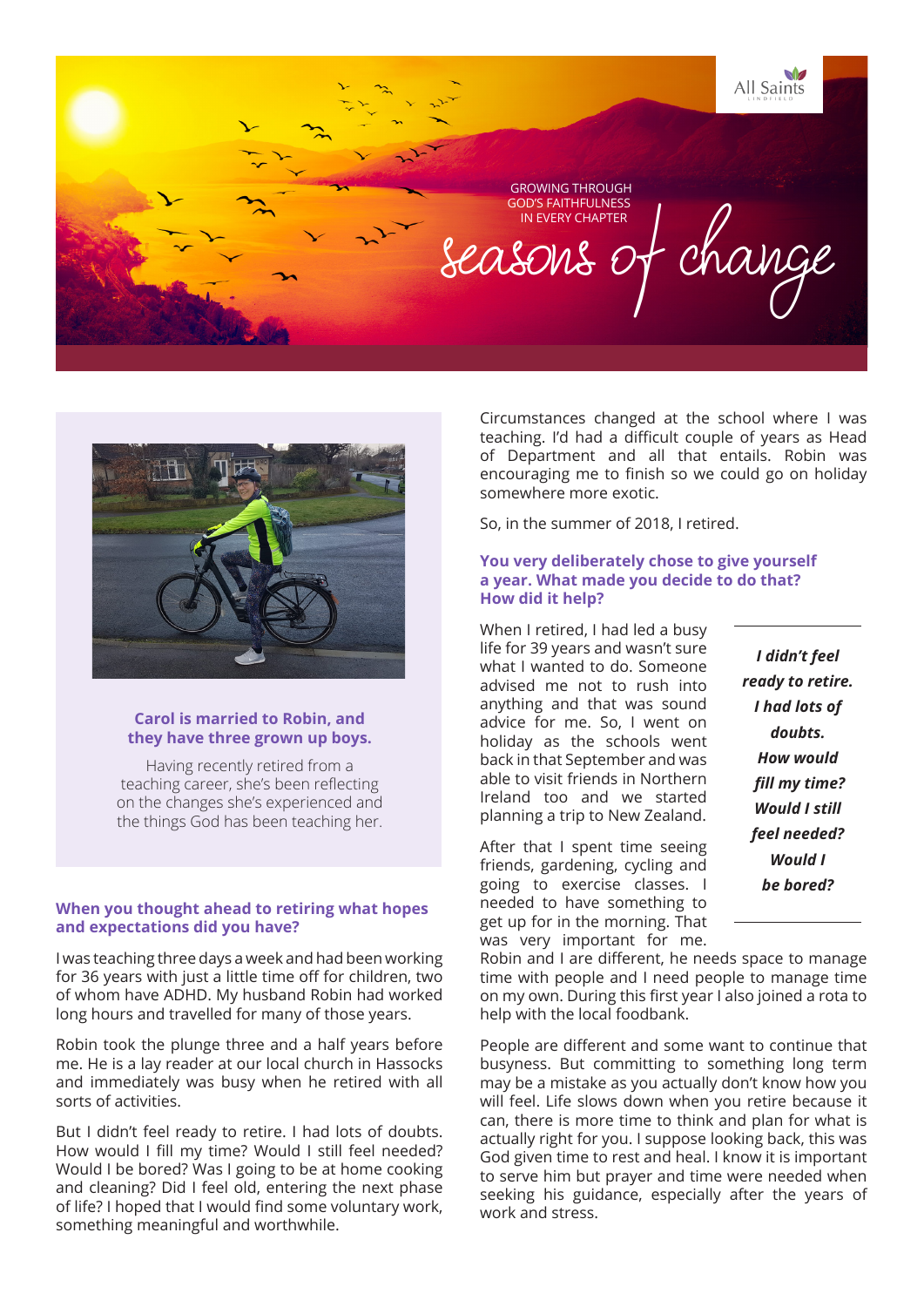GROWING THROUGH GOD'S FAITHFULNESS IN EVERY CHAPTER

# seasons of change

**Carol is married to Robin, and they have three grown up boys.**

Having recently retired from a teaching career, she's been reflecting on the changes she's experienced and the things God has been teaching her.

### When you thought ahead to retiring what hopes and expectations did you have?

I was teaching three days a week and had been working for 36 years with just a little time off for children, two of whom have ADHD. My husband Robin had worked long hours and travelled for many of those years.

Robin took the plunge three and a half years before me. He is a lay reader at our local church in Hassocks and immediately was busy when he retired with all sorts of activities.

But I didn't feel ready to retire. I had lots of doubts. How would I fill my time? Would I still feel needed? Would I be bored? Was I going to be at home cooking and cleaning? Did I feel old, entering the next phase of life? I hoped that I would find some voluntary work, something meaningful and worthwhile.

Circumstances changed at the school where I was teaching. I'd had a difficult couple of years as Head of Department and all that entails. Robin was encouraging me to finish so we could go on holiday somewhere more exotic.

So, in the summer of 2018, I retired.

### You very deliberately chose to give yourself a year. What made you decide to do that? How did it help?

When I retired, I had led a busy life for 39 years and wasn't sure what I wanted to do. Someone advised me not to rush into anything and that was sound advice for me. So, I went on holiday as the schools went back in that September and was able to visit friends in Northern Ireland too and we started planning a trip to New Zealand.

> ***I didn't feel ready to retire. I had lots of doubts. How would fill my time? Would I still feel needed? Would I be bored?***

After that I spent time seeing friends, gardening, cycling and going to exercise classes. I needed to have something to get up for in the morning. That was very important for me. Robin and I are different, he needs space to manage time with people and I need people to manage time on my own. During this first year I also joined a rota to help with the local foodbank.

People are different and some want to continue that busyness. But committing to something long term may be a mistake as you actually don't know how you will feel. Life slows down when you retire because it can, there is more time to think and plan for what is actually right for you. I suppose looking back, this was God given time to rest and heal. I know it is important to serve him but prayer and time were needed when seeking his guidance, especially after the years of work and stress.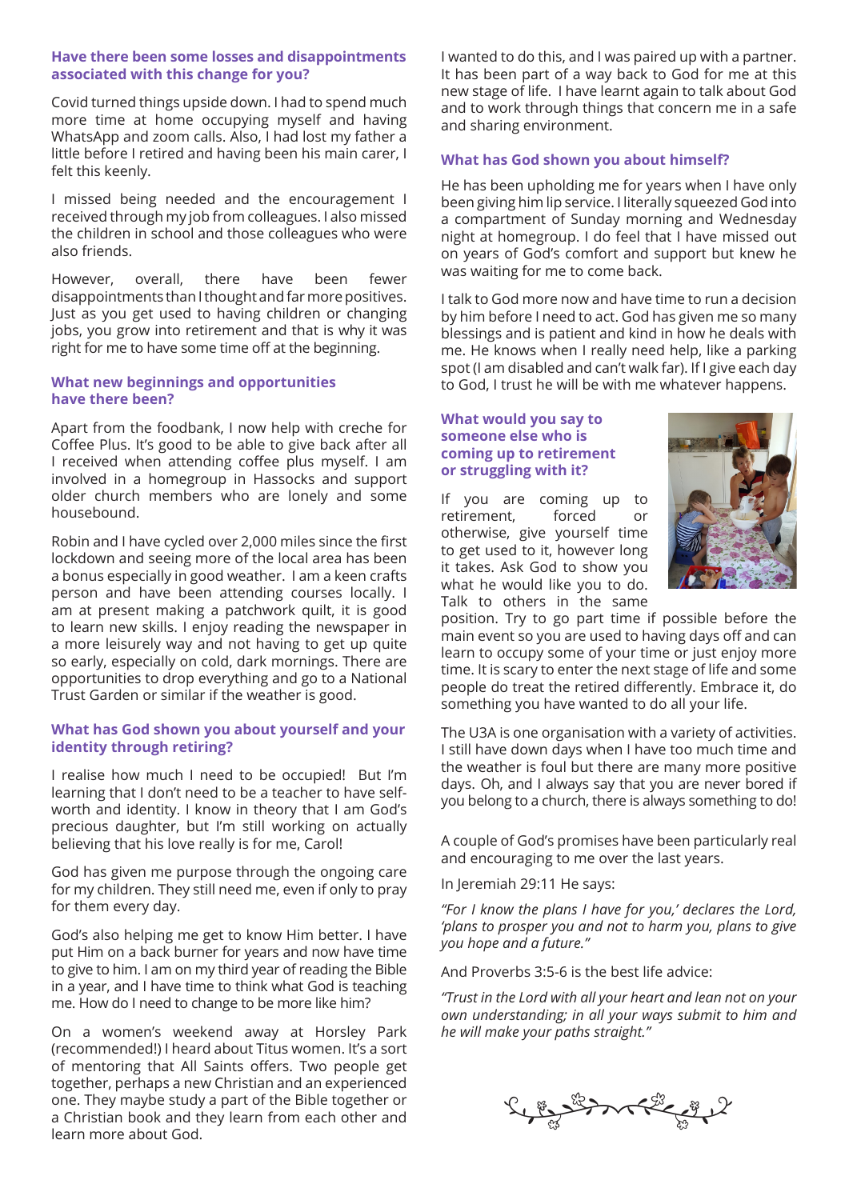### Have there been some losses and disappointments associated with this change for you?

Covid turned things upside down. I had to spend much more time at home occupying myself and having WhatsApp and zoom calls. Also, I had lost my father a little before I retired and having been his main carer, I felt this keenly.

I missed being needed and the encouragement I received through my job from colleagues. I also missed the children in school and those colleagues who were also friends.

However, overall, there have been fewer disappointments than I thought and far more positives. Just as you get used to having children or changing jobs, you grow into retirement and that is why it was right for me to have some time off at the beginning.

### What new beginnings and opportunities have there been?

Apart from the foodbank, I now help with creche for Coffee Plus. It's good to be able to give back after all I received when attending coffee plus myself. I am involved in a homegroup in Hassocks and support older church members who are lonely and some housebound.

Robin and I have cycled over 2,000 miles since the first lockdown and seeing more of the local area has been a bonus especially in good weather. I am a keen crafts person and have been attending courses locally. I am at present making a patchwork quilt, it is good to learn new skills. I enjoy reading the newspaper in a more leisurely way and not having to get up quite so early, especially on cold, dark mornings. There are opportunities to drop everything and go to a National Trust Garden or similar if the weather is good.

### What has God shown you about yourself and your identity through retiring?

I realise how much I need to be occupied! But I'm learning that I don't need to be a teacher to have self-worth and identity. I know in theory that I am God's precious daughter, but I'm still working on actually believing that his love really is for me, Carol!

God has given me purpose through the ongoing care for my children. They still need me, even if only to pray for them every day.

God's also helping me get to know Him better. I have put Him on a back burner for years and now have time to give to him. I am on my third year of reading the Bible in a year, and I have time to think what God is teaching me. How do I need to change to be more like him?

On a women's weekend away at Horsley Park (recommended!) I heard about Titus women. It's a sort of mentoring that All Saints offers. Two people get together, perhaps a new Christian and an experienced one. They maybe study a part of the Bible together or a Christian book and they learn from each other and learn more about God.

I wanted to do this, and I was paired up with a partner. It has been part of a way back to God for me at this new stage of life. I have learnt again to talk about God and to work through things that concern me in a safe and sharing environment.

### What has God shown you about himself?

He has been upholding me for years when I have only been giving him lip service. I literally squeezed God into a compartment of Sunday morning and Wednesday night at homegroup. I do feel that I have missed out on years of God's comfort and support but knew he was waiting for me to come back.

I talk to God more now and have time to run a decision by him before I need to act. God has given me so many blessings and is patient and kind in how he deals with me. He knows when I really need help, like a parking spot (I am disabled and can't walk far). If I give each day to God, I trust he will be with me whatever happens.

### What would you say to someone else who is coming up to retirement or struggling with it?

If you are coming up to retirement, forced or otherwise, give yourself time to get used to it, however long it takes. Ask God to show you what he would like you to do. Talk to others in the same position. Try to go part time if possible before the main event so you are used to having days off and can learn to occupy some of your time or just enjoy more time. It is scary to enter the next stage of life and some people do treat the retired differently. Embrace it, do something you have wanted to do all your life.

The U3A is one organisation with a variety of activities. I still have down days when I have too much time and the weather is foul but there are many more positive days. Oh, and I always say that you are never bored if you belong to a church, there is always something to do!

A couple of God's promises have been particularly real and encouraging to me over the last years.

In Jeremiah 29:11 He says:

*"For I know the plans I have for you,' declares the Lord, 'plans to prosper you and not to harm you, plans to give you hope and a future."*

And Proverbs 3:5-6 is the best life advice:

*"Trust in the Lord with all your heart and lean not on your own understanding; in all your ways submit to him and he will make your paths straight."*